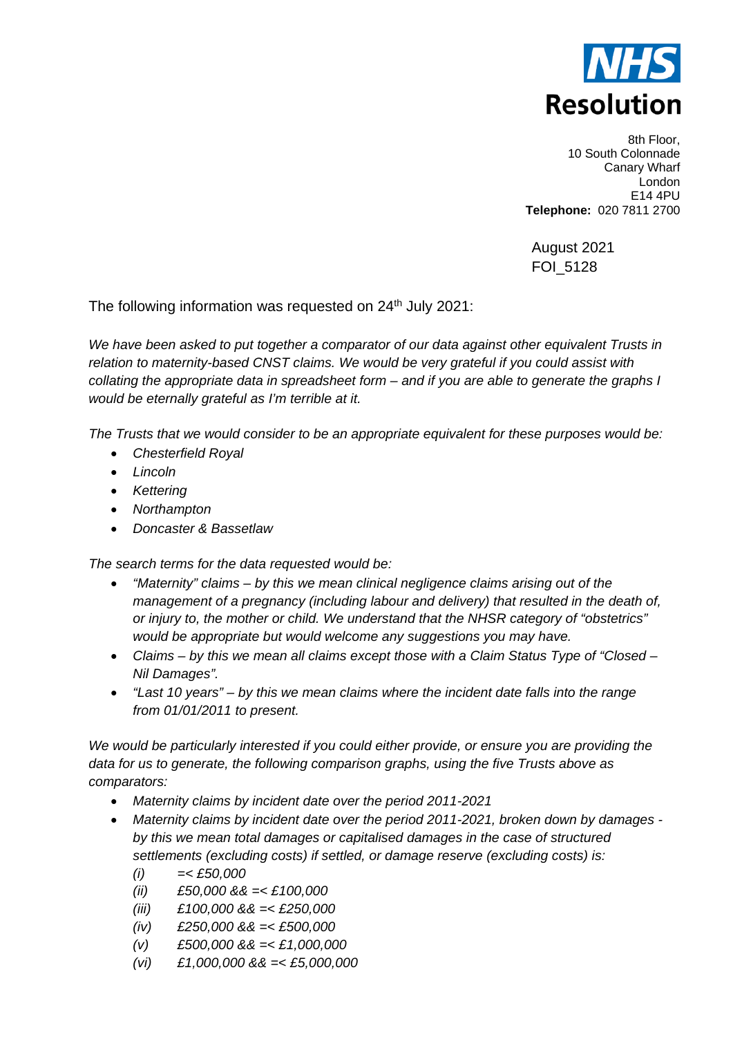**NHS Resolution**

8th Floor,
10 South Colonnade
Canary Wharf
London
E14 4PU
**Telephone:** 020 7811 2700

August 2021
FOI_5128

The following information was requested on 24th July 2021:

*We have been asked to put together a comparator of our data against other equivalent Trusts in relation to maternity-based CNST claims. We would be very grateful if you could assist with collating the appropriate data in spreadsheet form – and if you are able to generate the graphs I would be eternally grateful as I'm terrible at it.*

*The Trusts that we would consider to be an appropriate equivalent for these purposes would be:*

- *Chesterfield Royal*
- *Lincoln*
- *Kettering*
- *Northampton*
- *Doncaster & Bassetlaw*

*The search terms for the data requested would be:*

- *"Maternity" claims – by this we mean clinical negligence claims arising out of the management of a pregnancy (including labour and delivery) that resulted in the death of, or injury to, the mother or child. We understand that the NHSR category of "obstetrics" would be appropriate but would welcome any suggestions you may have.*
- *Claims – by this we mean all claims except those with a Claim Status Type of "Closed – Nil Damages".*
- *"Last 10 years" – by this we mean claims where the incident date falls into the range from 01/01/2011 to present.*

*We would be particularly interested if you could either provide, or ensure you are providing the data for us to generate, the following comparison graphs, using the five Trusts above as comparators:*

- *Maternity claims by incident date over the period 2011-2021*
- *Maternity claims by incident date over the period 2011-2021, broken down by damages - by this we mean total damages or capitalised damages in the case of structured settlements (excluding costs) if settled, or damage reserve (excluding costs) is:*
    - *(i) =< £50,000*
    - *(ii) £50,000 && =< £100,000*
    - *(iii) £100,000 && =< £250,000*
    - *(iv) £250,000 && =< £500,000*
    - *(v) £500,000 && =< £1,000,000*
    - *(vi) £1,000,000 && =< £5,000,000*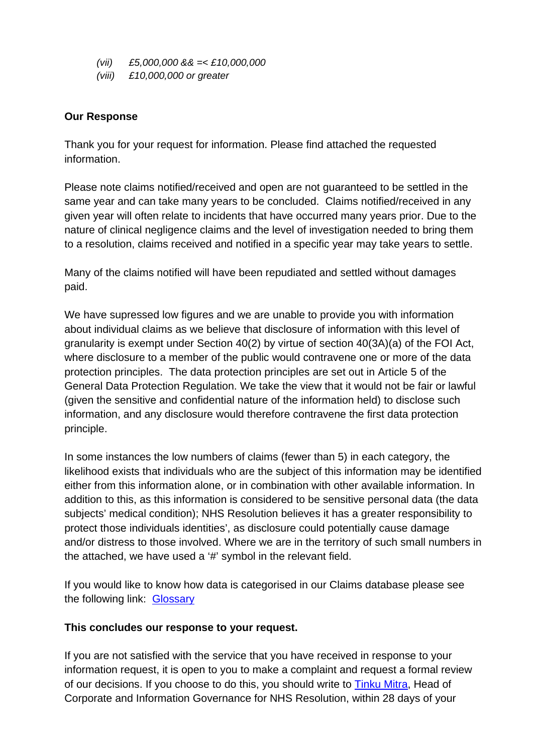*(vii) £5,000,000 && =< £10,000,000*
*(viii) £10,000,000 or greater*

**Our Response**

Thank you for your request for information. Please find attached the requested information.

Please note claims notified/received and open are not guaranteed to be settled in the same year and can take many years to be concluded. Claims notified/received in any given year will often relate to incidents that have occurred many years prior. Due to the nature of clinical negligence claims and the level of investigation needed to bring them to a resolution, claims received and notified in a specific year may take years to settle.

Many of the claims notified will have been repudiated and settled without damages paid.

We have supressed low figures and we are unable to provide you with information about individual claims as we believe that disclosure of information with this level of granularity is exempt under Section 40(2) by virtue of section 40(3A)(a) of the FOI Act, where disclosure to a member of the public would contravene one or more of the data protection principles. The data protection principles are set out in Article 5 of the General Data Protection Regulation. We take the view that it would not be fair or lawful (given the sensitive and confidential nature of the information held) to disclose such information, and any disclosure would therefore contravene the first data protection principle.

In some instances the low numbers of claims (fewer than 5) in each category, the likelihood exists that individuals who are the subject of this information may be identified either from this information alone, or in combination with other available information. In addition to this, as this information is considered to be sensitive personal data (the data subjects' medical condition); NHS Resolution believes it has a greater responsibility to protect those individuals identities', as disclosure could potentially cause damage and/or distress to those involved. Where we are in the territory of such small numbers in the attached, we have used a '#' symbol in the relevant field.

If you would like to know how data is categorised in our Claims database please see the following link: Glossary

**This concludes our response to your request.**

If you are not satisfied with the service that you have received in response to your information request, it is open to you to make a complaint and request a formal review of our decisions. If you choose to do this, you should write to Tinku Mitra, Head of Corporate and Information Governance for NHS Resolution, within 28 days of your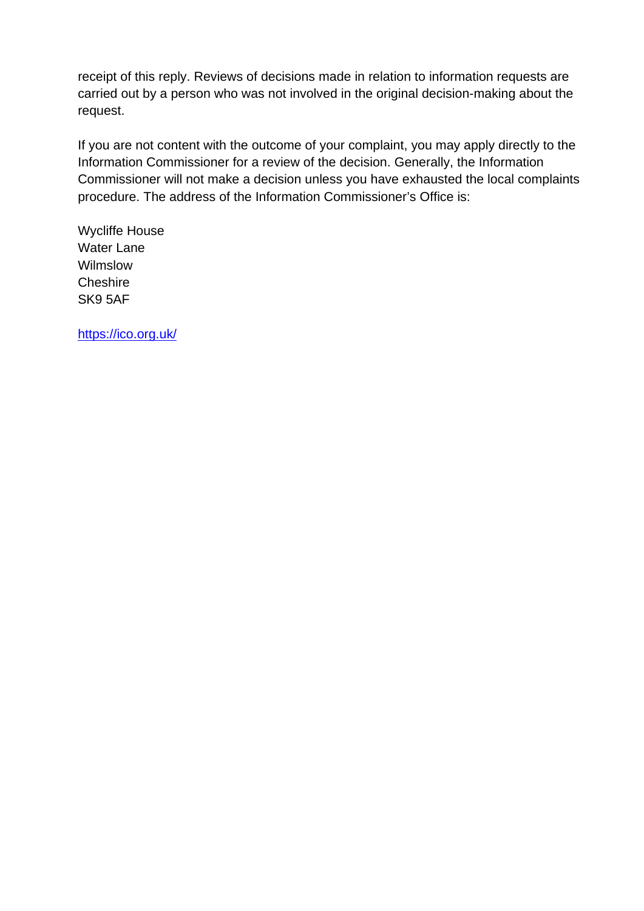receipt of this reply. Reviews of decisions made in relation to information requests are carried out by a person who was not involved in the original decision-making about the request.

If you are not content with the outcome of your complaint, you may apply directly to the Information Commissioner for a review of the decision. Generally, the Information Commissioner will not make a decision unless you have exhausted the local complaints procedure. The address of the Information Commissioner's Office is:

Wycliffe House
Water Lane
Wilmslow
Cheshire
SK9 5AF

https://ico.org.uk/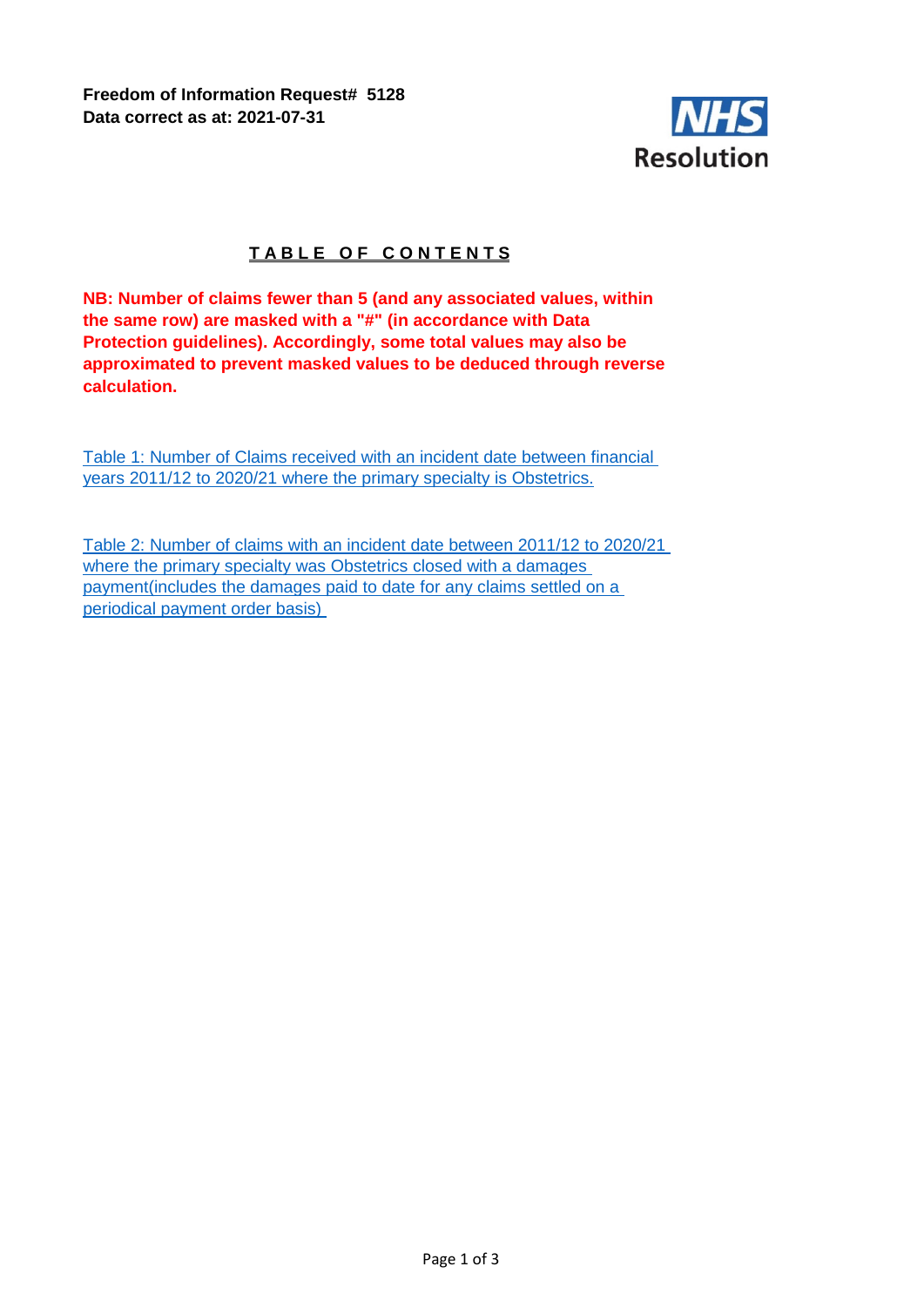**Freedom of Information Request# 5128**
**Data correct as at: 2021-07-31**

NHS Resolution

## TABLE OF CONTENTS

**NB: Number of claims fewer than 5 (and any associated values, within the same row) are masked with a "#" (in accordance with Data Protection guidelines). Accordingly, some total values may also be approximated to prevent masked values to be deduced through reverse calculation.**

Table 1: Number of Claims received with an incident date between financial years 2011/12 to 2020/21 where the primary specialty is Obstetrics.

Table 2: Number of claims with an incident date between 2011/12 to 2020/21 where the primary specialty was Obstetrics closed with a damages payment(includes the damages paid to date for any claims settled on a periodical payment order basis)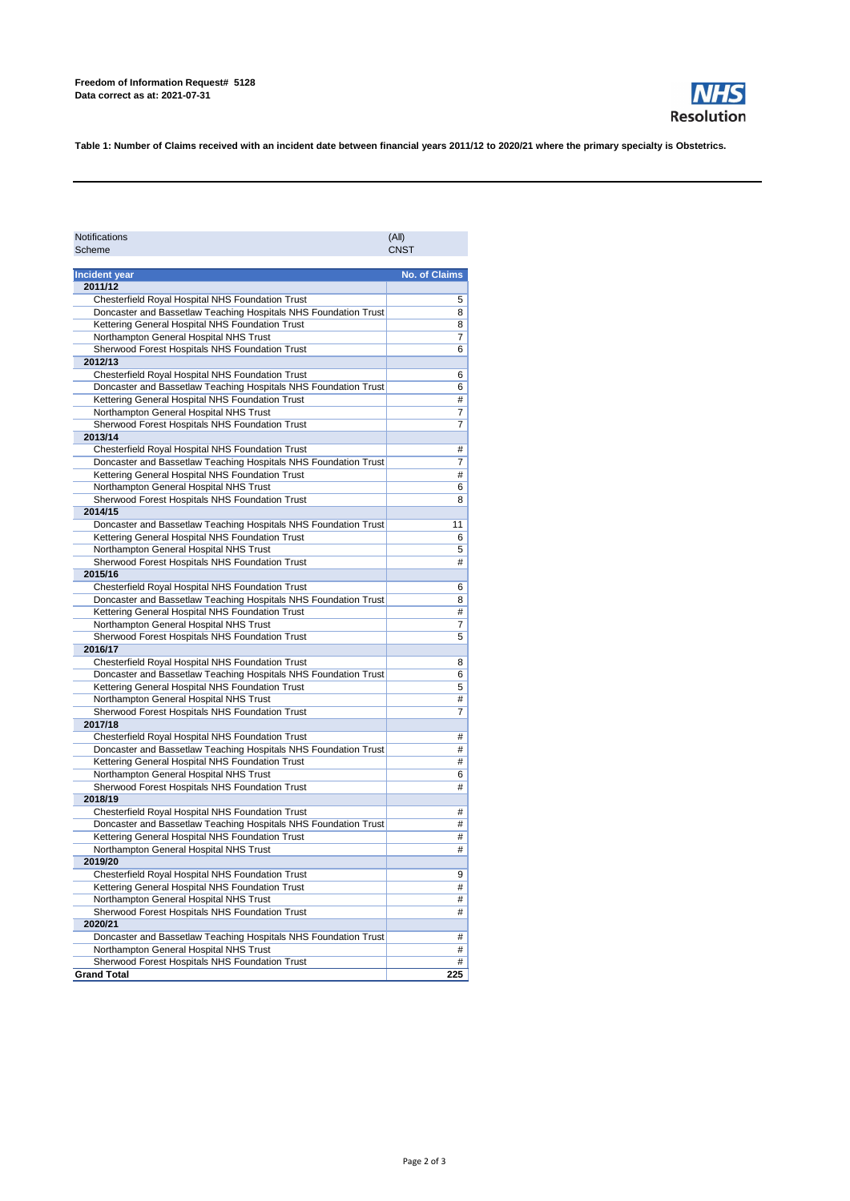**Freedom of Information Request# 5128**
**Data correct as at: 2021-07-31**

NHS Resolution

**Table 1: Number of Claims received with an incident date between financial years 2011/12 to 2020/21 where the primary specialty is Obstetrics.**

| Notifications | (All) |
|---|---|
| Scheme | CNST |

| Incident year | No. of Claims |
|---|---|
| **2011/12** | |
| Chesterfield Royal Hospital NHS Foundation Trust | 5 |
| Doncaster and Bassetlaw Teaching Hospitals NHS Foundation Trust | 8 |
| Kettering General Hospital NHS Foundation Trust | 8 |
| Northampton General Hospital NHS Trust | 7 |
| Sherwood Forest Hospitals NHS Foundation Trust | 6 |
| **2012/13** | |
| Chesterfield Royal Hospital NHS Foundation Trust | 6 |
| Doncaster and Bassetlaw Teaching Hospitals NHS Foundation Trust | 6 |
| Kettering General Hospital NHS Foundation Trust | # |
| Northampton General Hospital NHS Trust | 7 |
| Sherwood Forest Hospitals NHS Foundation Trust | 7 |
| **2013/14** | |
| Chesterfield Royal Hospital NHS Foundation Trust | # |
| Doncaster and Bassetlaw Teaching Hospitals NHS Foundation Trust | 7 |
| Kettering General Hospital NHS Foundation Trust | # |
| Northampton General Hospital NHS Trust | 6 |
| Sherwood Forest Hospitals NHS Foundation Trust | 8 |
| **2014/15** | |
| Doncaster and Bassetlaw Teaching Hospitals NHS Foundation Trust | 11 |
| Kettering General Hospital NHS Foundation Trust | 6 |
| Northampton General Hospital NHS Trust | 5 |
| Sherwood Forest Hospitals NHS Foundation Trust | # |
| **2015/16** | |
| Chesterfield Royal Hospital NHS Foundation Trust | 6 |
| Doncaster and Bassetlaw Teaching Hospitals NHS Foundation Trust | 8 |
| Kettering General Hospital NHS Foundation Trust | # |
| Northampton General Hospital NHS Trust | 7 |
| Sherwood Forest Hospitals NHS Foundation Trust | 5 |
| **2016/17** | |
| Chesterfield Royal Hospital NHS Foundation Trust | 8 |
| Doncaster and Bassetlaw Teaching Hospitals NHS Foundation Trust | 6 |
| Kettering General Hospital NHS Foundation Trust | 5 |
| Northampton General Hospital NHS Trust | # |
| Sherwood Forest Hospitals NHS Foundation Trust | 7 |
| **2017/18** | |
| Chesterfield Royal Hospital NHS Foundation Trust | # |
| Doncaster and Bassetlaw Teaching Hospitals NHS Foundation Trust | # |
| Kettering General Hospital NHS Foundation Trust | # |
| Northampton General Hospital NHS Trust | 6 |
| Sherwood Forest Hospitals NHS Foundation Trust | # |
| **2018/19** | |
| Chesterfield Royal Hospital NHS Foundation Trust | # |
| Doncaster and Bassetlaw Teaching Hospitals NHS Foundation Trust | # |
| Kettering General Hospital NHS Foundation Trust | # |
| Northampton General Hospital NHS Trust | # |
| **2019/20** | |
| Chesterfield Royal Hospital NHS Foundation Trust | 9 |
| Kettering General Hospital NHS Foundation Trust | # |
| Northampton General Hospital NHS Trust | # |
| Sherwood Forest Hospitals NHS Foundation Trust | # |
| **2020/21** | |
| Doncaster and Bassetlaw Teaching Hospitals NHS Foundation Trust | # |
| Northampton General Hospital NHS Trust | # |
| Sherwood Forest Hospitals NHS Foundation Trust | # |
| **Grand Total** | **225** |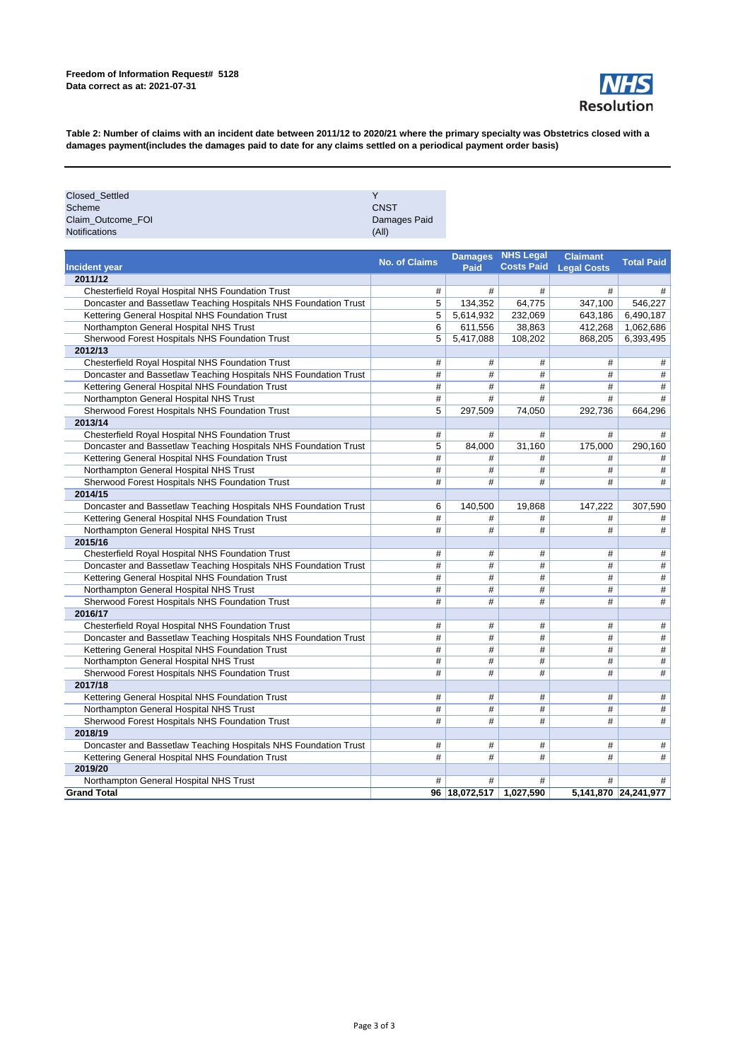**Freedom of Information Request# 5128**
**Data correct as at: 2021-07-31**

NHS Resolution

**Table 2: Number of claims with an incident date between 2011/12 to 2020/21 where the primary specialty was Obstetrics closed with a damages payment(includes the damages paid to date for any claims settled on a periodical payment order basis)**

| | |
|---|---|
| Closed_Settled | Y |
| Scheme | CNST |
| Claim_Outcome_FOI | Damages Paid |
| Notifications | (All) |

| Incident year | No. of Claims | Damages Paid | NHS Legal Costs Paid | Claimant Legal Costs | Total Paid |
|---|---|---|---|---|---|
| **2011/12** | | | | | |
| Chesterfield Royal Hospital NHS Foundation Trust | # | # | # | # | # |
| Doncaster and Bassetlaw Teaching Hospitals NHS Foundation Trust | 5 | 134,352 | 64,775 | 347,100 | 546,227 |
| Kettering General Hospital NHS Foundation Trust | 5 | 5,614,932 | 232,069 | 643,186 | 6,490,187 |
| Northampton General Hospital NHS Trust | 6 | 611,556 | 38,863 | 412,268 | 1,062,686 |
| Sherwood Forest Hospitals NHS Foundation Trust | 5 | 5,417,088 | 108,202 | 868,205 | 6,393,495 |
| **2012/13** | | | | | |
| Chesterfield Royal Hospital NHS Foundation Trust | # | # | # | # | # |
| Doncaster and Bassetlaw Teaching Hospitals NHS Foundation Trust | # | # | # | # | # |
| Kettering General Hospital NHS Foundation Trust | # | # | # | # | # |
| Northampton General Hospital NHS Trust | # | # | # | # | # |
| Sherwood Forest Hospitals NHS Foundation Trust | 5 | 297,509 | 74,050 | 292,736 | 664,296 |
| **2013/14** | | | | | |
| Chesterfield Royal Hospital NHS Foundation Trust | # | # | # | # | # |
| Doncaster and Bassetlaw Teaching Hospitals NHS Foundation Trust | 5 | 84,000 | 31,160 | 175,000 | 290,160 |
| Kettering General Hospital NHS Foundation Trust | # | # | # | # | # |
| Northampton General Hospital NHS Trust | # | # | # | # | # |
| Sherwood Forest Hospitals NHS Foundation Trust | # | # | # | # | # |
| **2014/15** | | | | | |
| Doncaster and Bassetlaw Teaching Hospitals NHS Foundation Trust | 6 | 140,500 | 19,868 | 147,222 | 307,590 |
| Kettering General Hospital NHS Foundation Trust | # | # | # | # | # |
| Northampton General Hospital NHS Trust | # | # | # | # | # |
| **2015/16** | | | | | |
| Chesterfield Royal Hospital NHS Foundation Trust | # | # | # | # | # |
| Doncaster and Bassetlaw Teaching Hospitals NHS Foundation Trust | # | # | # | # | # |
| Kettering General Hospital NHS Foundation Trust | # | # | # | # | # |
| Northampton General Hospital NHS Trust | # | # | # | # | # |
| Sherwood Forest Hospitals NHS Foundation Trust | # | # | # | # | # |
| **2016/17** | | | | | |
| Chesterfield Royal Hospital NHS Foundation Trust | # | # | # | # | # |
| Doncaster and Bassetlaw Teaching Hospitals NHS Foundation Trust | # | # | # | # | # |
| Kettering General Hospital NHS Foundation Trust | # | # | # | # | # |
| Northampton General Hospital NHS Trust | # | # | # | # | # |
| Sherwood Forest Hospitals NHS Foundation Trust | # | # | # | # | # |
| **2017/18** | | | | | |
| Kettering General Hospital NHS Foundation Trust | # | # | # | # | # |
| Northampton General Hospital NHS Trust | # | # | # | # | # |
| Sherwood Forest Hospitals NHS Foundation Trust | # | # | # | # | # |
| **2018/19** | | | | | |
| Doncaster and Bassetlaw Teaching Hospitals NHS Foundation Trust | # | # | # | # | # |
| Kettering General Hospital NHS Foundation Trust | # | # | # | # | # |
| **2019/20** | | | | | |
| Northampton General Hospital NHS Trust | # | # | # | # | # |
| **Grand Total** | **96** | **18,072,517** | **1,027,590** | **5,141,870** | **24,241,977** |